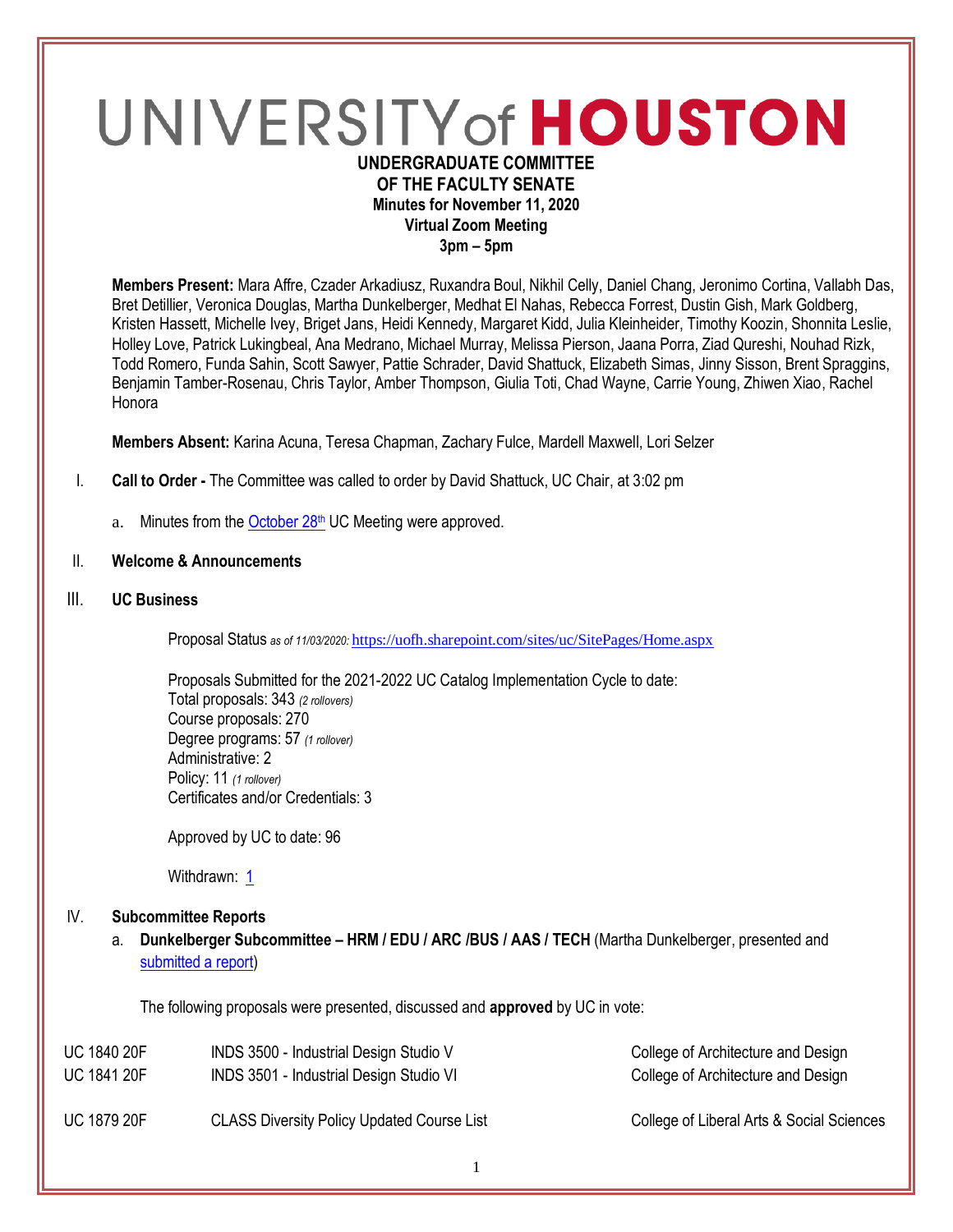# UNIVERSITY of HOUSTON

**UNDERGRADUATE COMMITTEE**
**OF THE FACULTY SENATE**
**Minutes for November 11, 2020**
**Virtual Zoom Meeting**
**3pm – 5pm**

**Members Present:** Mara Affre, Czader Arkadiusz, Ruxandra Boul, Nikhil Celly, Daniel Chang, Jeronimo Cortina, Vallabh Das, Bret Detillier, Veronica Douglas, Martha Dunkelberger, Medhat El Nahas, Rebecca Forrest, Dustin Gish, Mark Goldberg, Kristen Hassett, Michelle Ivey, Briget Jans, Heidi Kennedy, Margaret Kidd, Julia Kleinheider, Timothy Koozin, Shonnita Leslie, Holley Love, Patrick Lukingbeal, Ana Medrano, Michael Murray, Melissa Pierson, Jaana Porra, Ziad Qureshi, Nouhad Rizk, Todd Romero, Funda Sahin, Scott Sawyer, Pattie Schrader, David Shattuck, Elizabeth Simas, Jinny Sisson, Brent Spraggins, Benjamin Tamber-Rosenau, Chris Taylor, Amber Thompson, Giulia Toti, Chad Wayne, Carrie Young, Zhiwen Xiao, Rachel Honora

**Members Absent:** Karina Acuna, Teresa Chapman, Zachary Fulce, Mardell Maxwell, Lori Selzer

I. **Call to Order -** The Committee was called to order by David Shattuck, UC Chair, at 3:02 pm

   a. Minutes from the October 28th UC Meeting were approved.

II. **Welcome & Announcements**

III. **UC Business**

Proposal Status *as of 11/03/2020:* https://uofh.sharepoint.com/sites/uc/SitePages/Home.aspx

Proposals Submitted for the 2021-2022 UC Catalog Implementation Cycle to date:
Total proposals: 343 *(2 rollovers)*
Course proposals: 270
Degree programs: 57 *(1 rollover)*
Administrative: 2
Policy: 11 *(1 rollover)*
Certificates and/or Credentials: 3

Approved by UC to date: 96

Withdrawn: 1

IV. **Subcommittee Reports**

   a. **Dunkelberger Subcommittee – HRM / EDU / ARC /BUS / AAS / TECH** (Martha Dunkelberger, presented and submitted a report)

The following proposals were presented, discussed and **approved** by UC in vote:

| | | |
|---|---|---|
| UC 1840 20F | INDS 3500 - Industrial Design Studio V | College of Architecture and Design |
| UC 1841 20F | INDS 3501 - Industrial Design Studio VI | College of Architecture and Design |
| UC 1879 20F | CLASS Diversity Policy Updated Course List | College of Liberal Arts & Social Sciences |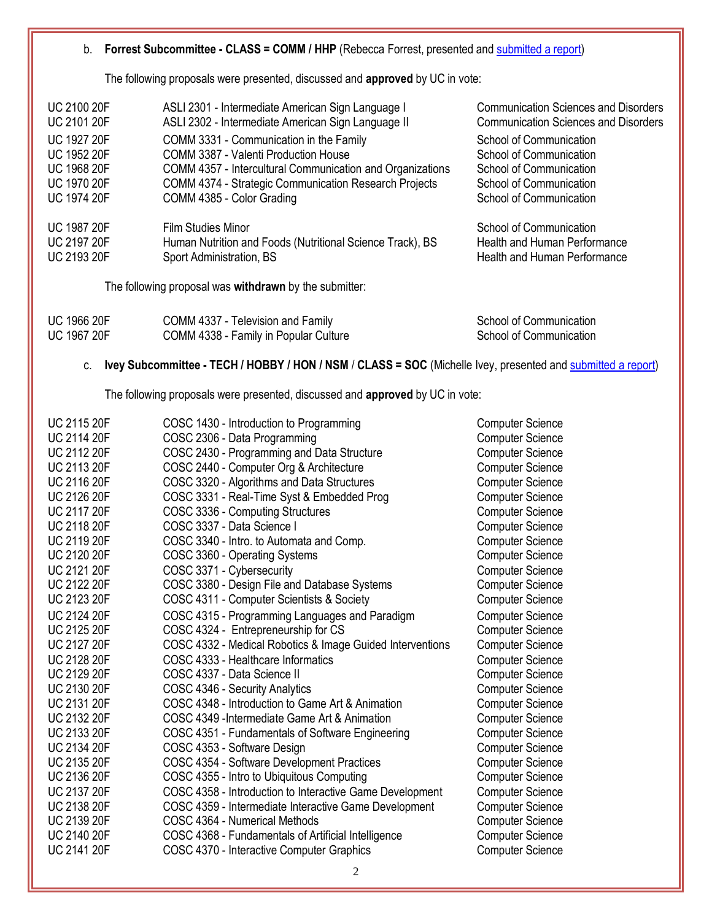b. **Forrest Subcommittee - CLASS = COMM / HHP** (Rebecca Forrest, presented and submitted a report)

The following proposals were presented, discussed and **approved** by UC in vote:

| | | |
|---|---|---|
| UC 2100 20F | ASLI 2301 - Intermediate American Sign Language I | Communication Sciences and Disorders |
| UC 2101 20F | ASLI 2302 - Intermediate American Sign Language II | Communication Sciences and Disorders |
| UC 1927 20F | COMM 3331 - Communication in the Family | School of Communication |
| UC 1952 20F | COMM 3387 - Valenti Production House | School of Communication |
| UC 1968 20F | COMM 4357 - Intercultural Communication and Organizations | School of Communication |
| UC 1970 20F | COMM 4374 - Strategic Communication Research Projects | School of Communication |
| UC 1974 20F | COMM 4385 - Color Grading | School of Communication |
| UC 1987 20F | Film Studies Minor | School of Communication |
| UC 2197 20F | Human Nutrition and Foods (Nutritional Science Track), BS | Health and Human Performance |
| UC 2193 20F | Sport Administration, BS | Health and Human Performance |

The following proposal was **withdrawn** by the submitter:

| | | |
|---|---|---|
| UC 1966 20F | COMM 4337 - Television and Family | School of Communication |
| UC 1967 20F | COMM 4338 - Family in Popular Culture | School of Communication |

c. **Ivey Subcommittee - TECH / HOBBY / HON / NSM / CLASS = SOC** (Michelle Ivey, presented and submitted a report)

The following proposals were presented, discussed and **approved** by UC in vote:

| | | |
|---|---|---|
| UC 2115 20F | COSC 1430 - Introduction to Programming | Computer Science |
| UC 2114 20F | COSC 2306 - Data Programming | Computer Science |
| UC 2112 20F | COSC 2430 - Programming and Data Structure | Computer Science |
| UC 2113 20F | COSC 2440 - Computer Org & Architecture | Computer Science |
| UC 2116 20F | COSC 3320 - Algorithms and Data Structures | Computer Science |
| UC 2126 20F | COSC 3331 - Real-Time Syst & Embedded Prog | Computer Science |
| UC 2117 20F | COSC 3336 - Computing Structures | Computer Science |
| UC 2118 20F | COSC 3337 - Data Science I | Computer Science |
| UC 2119 20F | COSC 3340 - Intro. to Automata and Comp. | Computer Science |
| UC 2120 20F | COSC 3360 - Operating Systems | Computer Science |
| UC 2121 20F | COSC 3371 - Cybersecurity | Computer Science |
| UC 2122 20F | COSC 3380 - Design File and Database Systems | Computer Science |
| UC 2123 20F | COSC 4311 - Computer Scientists & Society | Computer Science |
| UC 2124 20F | COSC 4315 - Programming Languages and Paradigm | Computer Science |
| UC 2125 20F | COSC 4324 - Entrepreneurship for CS | Computer Science |
| UC 2127 20F | COSC 4332 - Medical Robotics & Image Guided Interventions | Computer Science |
| UC 2128 20F | COSC 4333 - Healthcare Informatics | Computer Science |
| UC 2129 20F | COSC 4337 - Data Science II | Computer Science |
| UC 2130 20F | COSC 4346 - Security Analytics | Computer Science |
| UC 2131 20F | COSC 4348 - Introduction to Game Art & Animation | Computer Science |
| UC 2132 20F | COSC 4349 -Intermediate Game Art & Animation | Computer Science |
| UC 2133 20F | COSC 4351 - Fundamentals of Software Engineering | Computer Science |
| UC 2134 20F | COSC 4353 - Software Design | Computer Science |
| UC 2135 20F | COSC 4354 - Software Development Practices | Computer Science |
| UC 2136 20F | COSC 4355 - Intro to Ubiquitous Computing | Computer Science |
| UC 2137 20F | COSC 4358 - Introduction to Interactive Game Development | Computer Science |
| UC 2138 20F | COSC 4359 - Intermediate Interactive Game Development | Computer Science |
| UC 2139 20F | COSC 4364 - Numerical Methods | Computer Science |
| UC 2140 20F | COSC 4368 - Fundamentals of Artificial Intelligence | Computer Science |
| UC 2141 20F | COSC 4370 - Interactive Computer Graphics | Computer Science |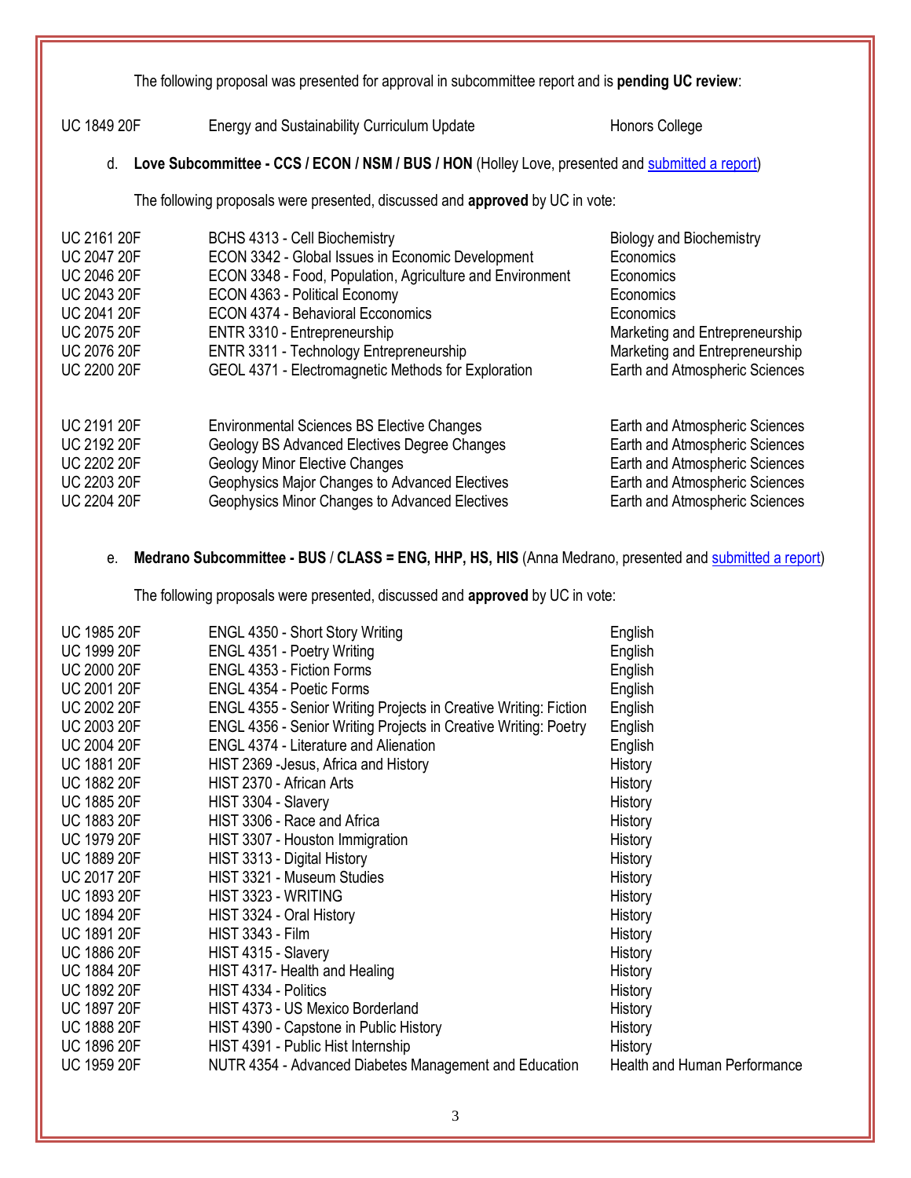The following proposal was presented for approval in subcommittee report and is **pending UC review**:

| | | |
|---|---|---|
| UC 1849 20F | Energy and Sustainability Curriculum Update | Honors College |

d. **Love Subcommittee - CCS / ECON / NSM / BUS / HON** (Holley Love, presented and submitted a report)

The following proposals were presented, discussed and **approved** by UC in vote:

| | | |
|---|---|---|
| UC 2161 20F | BCHS 4313 - Cell Biochemistry | Biology and Biochemistry |
| UC 2047 20F | ECON 3342 - Global Issues in Economic Development | Economics |
| UC 2046 20F | ECON 3348 - Food, Population, Agriculture and Environment | Economics |
| UC 2043 20F | ECON 4363 - Political Economy | Economics |
| UC 2041 20F | ECON 4374 - Behavioral Ecconomics | Economics |
| UC 2075 20F | ENTR 3310 - Entrepreneurship | Marketing and Entrepreneurship |
| UC 2076 20F | ENTR 3311 - Technology Entrepreneurship | Marketing and Entrepreneurship |
| UC 2200 20F | GEOL 4371 - Electromagnetic Methods for Exploration | Earth and Atmospheric Sciences |

| | | |
|---|---|---|
| UC 2191 20F | Environmental Sciences BS Elective Changes | Earth and Atmospheric Sciences |
| UC 2192 20F | Geology BS Advanced Electives Degree Changes | Earth and Atmospheric Sciences |
| UC 2202 20F | Geology Minor Elective Changes | Earth and Atmospheric Sciences |
| UC 2203 20F | Geophysics Major Changes to Advanced Electives | Earth and Atmospheric Sciences |
| UC 2204 20F | Geophysics Minor Changes to Advanced Electives | Earth and Atmospheric Sciences |

e. **Medrano Subcommittee - BUS / CLASS = ENG, HHP, HS, HIS** (Anna Medrano, presented and submitted a report)

The following proposals were presented, discussed and **approved** by UC in vote:

| | | |
|---|---|---|
| UC 1985 20F | ENGL 4350 - Short Story Writing | English |
| UC 1999 20F | ENGL 4351 - Poetry Writing | English |
| UC 2000 20F | ENGL 4353 - Fiction Forms | English |
| UC 2001 20F | ENGL 4354 - Poetic Forms | English |
| UC 2002 20F | ENGL 4355 - Senior Writing Projects in Creative Writing: Fiction | English |
| UC 2003 20F | ENGL 4356 - Senior Writing Projects in Creative Writing: Poetry | English |
| UC 2004 20F | ENGL 4374 - Literature and Alienation | English |
| UC 1881 20F | HIST 2369 -Jesus, Africa and History | History |
| UC 1882 20F | HIST 2370 - African Arts | History |
| UC 1885 20F | HIST 3304 - Slavery | History |
| UC 1883 20F | HIST 3306 - Race and Africa | History |
| UC 1979 20F | HIST 3307 - Houston Immigration | History |
| UC 1889 20F | HIST 3313 - Digital History | History |
| UC 2017 20F | HIST 3321 - Museum Studies | History |
| UC 1893 20F | HIST 3323 - WRITING | History |
| UC 1894 20F | HIST 3324 - Oral History | History |
| UC 1891 20F | HIST 3343 - Film | History |
| UC 1886 20F | HIST 4315 - Slavery | History |
| UC 1884 20F | HIST 4317- Health and Healing | History |
| UC 1892 20F | HIST 4334 - Politics | History |
| UC 1897 20F | HIST 4373 - US Mexico Borderland | History |
| UC 1888 20F | HIST 4390 - Capstone in Public History | History |
| UC 1896 20F | HIST 4391 - Public Hist Internship | History |
| UC 1959 20F | NUTR 4354 - Advanced Diabetes Management and Education | Health and Human Performance |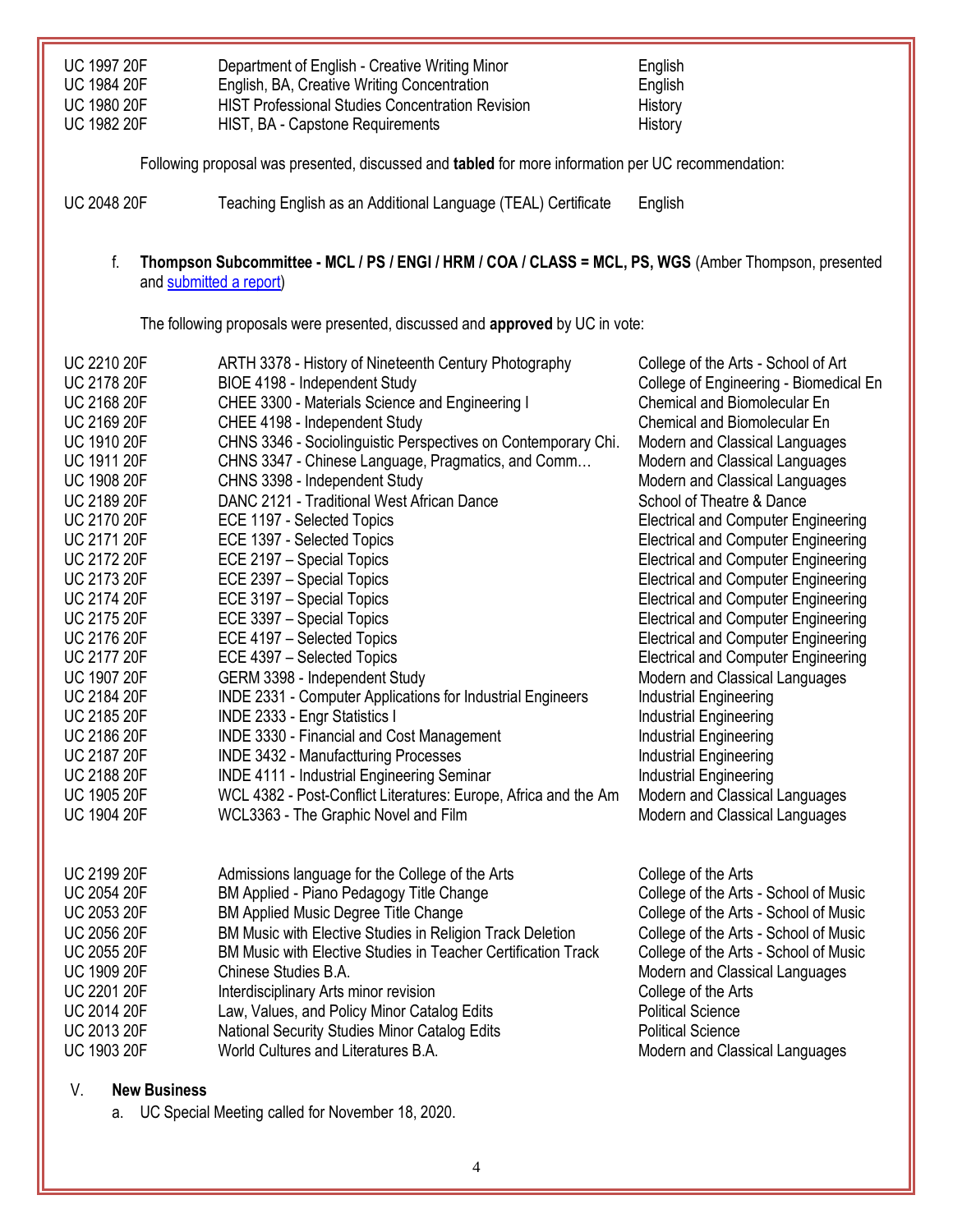| | | |
|---|---|---|
| UC 1997 20F | Department of English - Creative Writing Minor | English |
| UC 1984 20F | English, BA, Creative Writing Concentration | English |
| UC 1980 20F | HIST Professional Studies Concentration Revision | History |
| UC 1982 20F | HIST, BA - Capstone Requirements | History |

Following proposal was presented, discussed and **tabled** for more information per UC recommendation:

| | | |
|---|---|---|
| UC 2048 20F | Teaching English as an Additional Language (TEAL) Certificate | English |

f. **Thompson Subcommittee - MCL / PS / ENGI / HRM / COA / CLASS = MCL, PS, WGS** (Amber Thompson, presented and [submitted a report]())

The following proposals were presented, discussed and **approved** by UC in vote:

| | | |
|---|---|---|
| UC 2210 20F | ARTH 3378 - History of Nineteenth Century Photography | College of the Arts - School of Art |
| UC 2178 20F | BIOE 4198 - Independent Study | College of Engineering - Biomedical En |
| UC 2168 20F | CHEE 3300 - Materials Science and Engineering I | Chemical and Biomolecular En |
| UC 2169 20F | CHEE 4198 - Independent Study | Chemical and Biomolecular En |
| UC 1910 20F | CHNS 3346 - Sociolinguistic Perspectives on Contemporary Chi. | Modern and Classical Languages |
| UC 1911 20F | CHNS 3347 - Chinese Language, Pragmatics, and Comm… | Modern and Classical Languages |
| UC 1908 20F | CHNS 3398 - Independent Study | Modern and Classical Languages |
| UC 2189 20F | DANC 2121 - Traditional West African Dance | School of Theatre & Dance |
| UC 2170 20F | ECE 1197 - Selected Topics | Electrical and Computer Engineering |
| UC 2171 20F | ECE 1397 - Selected Topics | Electrical and Computer Engineering |
| UC 2172 20F | ECE 2197 – Special Topics | Electrical and Computer Engineering |
| UC 2173 20F | ECE 2397 – Special Topics | Electrical and Computer Engineering |
| UC 2174 20F | ECE 3197 – Special Topics | Electrical and Computer Engineering |
| UC 2175 20F | ECE 3397 – Special Topics | Electrical and Computer Engineering |
| UC 2176 20F | ECE 4197 – Selected Topics | Electrical and Computer Engineering |
| UC 2177 20F | ECE 4397 – Selected Topics | Electrical and Computer Engineering |
| UC 1907 20F | GERM 3398 - Independent Study | Modern and Classical Languages |
| UC 2184 20F | INDE 2331 - Computer Applications for Industrial Engineers | Industrial Engineering |
| UC 2185 20F | INDE 2333 - Engr Statistics I | Industrial Engineering |
| UC 2186 20F | INDE 3330 - Financial and Cost Management | Industrial Engineering |
| UC 2187 20F | INDE 3432 - Manufactturing Processes | Industrial Engineering |
| UC 2188 20F | INDE 4111 - Industrial Engineering Seminar | Industrial Engineering |
| UC 1905 20F | WCL 4382 - Post-Conflict Literatures: Europe, Africa and the Am | Modern and Classical Languages |
| UC 1904 20F | WCL3363 - The Graphic Novel and Film | Modern and Classical Languages |

| | | |
|---|---|---|
| UC 2199 20F | Admissions language for the College of the Arts | College of the Arts |
| UC 2054 20F | BM Applied - Piano Pedagogy Title Change | College of the Arts - School of Music |
| UC 2053 20F | BM Applied Music Degree Title Change | College of the Arts - School of Music |
| UC 2056 20F | BM Music with Elective Studies in Religion Track Deletion | College of the Arts - School of Music |
| UC 2055 20F | BM Music with Elective Studies in Teacher Certification Track | College of the Arts - School of Music |
| UC 1909 20F | Chinese Studies B.A. | Modern and Classical Languages |
| UC 2201 20F | Interdisciplinary Arts minor revision | College of the Arts |
| UC 2014 20F | Law, Values, and Policy Minor Catalog Edits | Political Science |
| UC 2013 20F | National Security Studies Minor Catalog Edits | Political Science |
| UC 1903 20F | World Cultures and Literatures B.A. | Modern and Classical Languages |

## V. New Business

a. UC Special Meeting called for November 18, 2020.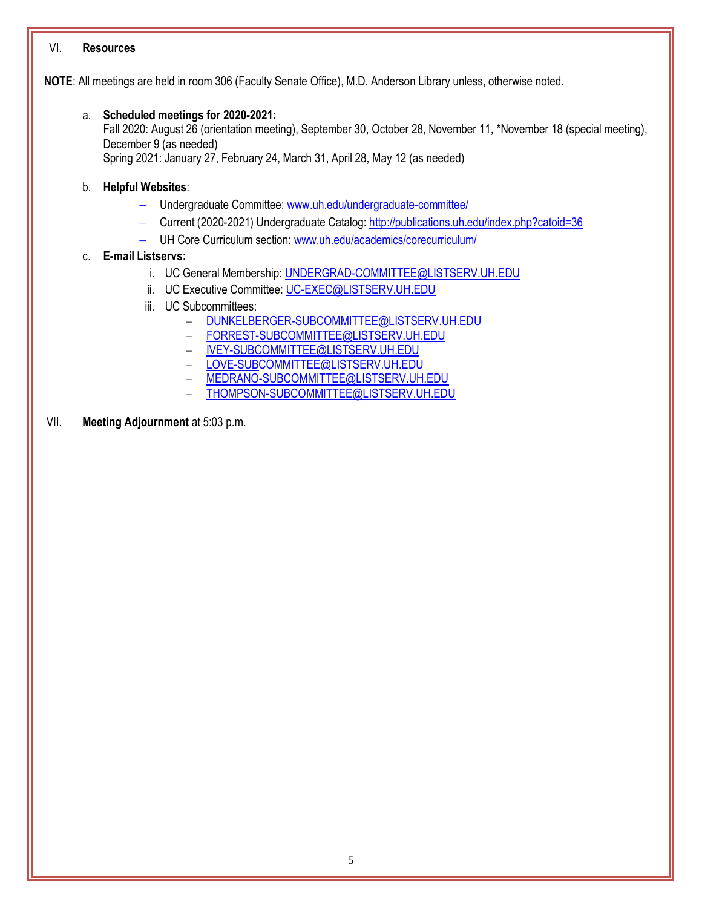VI. **Resources**

**NOTE**: All meetings are held in room 306 (Faculty Senate Office), M.D. Anderson Library unless, otherwise noted.

a. **Scheduled meetings for 2020-2021:**
   Fall 2020: August 26 (orientation meeting), September 30, October 28, November 11, *November 18 (special meeting), December 9 (as needed)
   Spring 2021: January 27, February 24, March 31, April 28, May 12 (as needed)

b. **Helpful Websites**:
   - Undergraduate Committee: www.uh.edu/undergraduate-committee/
   - Current (2020-2021) Undergraduate Catalog: http://publications.uh.edu/index.php?catoid=36
   - UH Core Curriculum section: www.uh.edu/academics/corecurriculum/

c. **E-mail Listservs:**
   i. UC General Membership: UNDERGRAD-COMMITTEE@LISTSERV.UH.EDU
   ii. UC Executive Committee: UC-EXEC@LISTSERV.UH.EDU
   iii. UC Subcommittees:
      - DUNKELBERGER-SUBCOMMITTEE@LISTSERV.UH.EDU
      - FORREST-SUBCOMMITTEE@LISTSERV.UH.EDU
      - IVEY-SUBCOMMITTEE@LISTSERV.UH.EDU
      - LOVE-SUBCOMMITTEE@LISTSERV.UH.EDU
      - MEDRANO-SUBCOMMITTEE@LISTSERV.UH.EDU
      - THOMPSON-SUBCOMMITTEE@LISTSERV.UH.EDU

VII. **Meeting Adjournment** at 5:03 p.m.